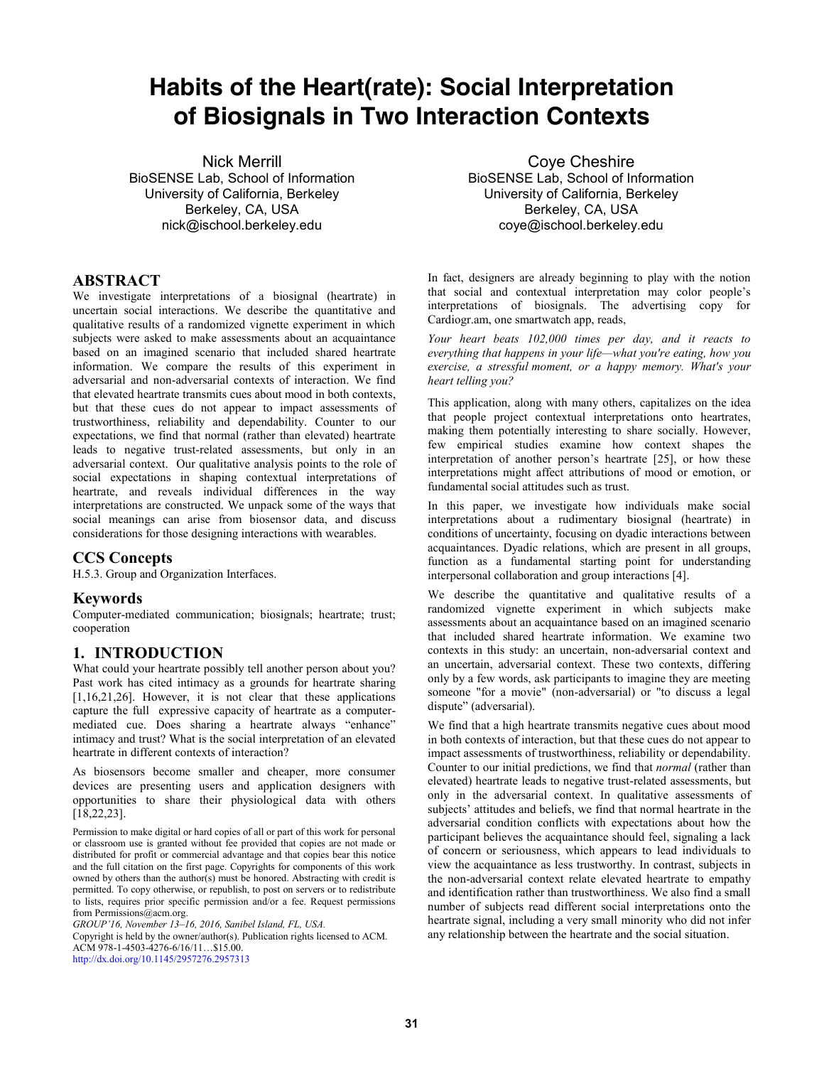# Habits of the Heart(rate): Social Interpretation of Biosignals in Two Interaction Contexts

Nick Merrill
BioSENSE Lab, School of Information
University of California, Berkeley
Berkeley, CA, USA
nick@ischool.berkeley.edu

Coye Cheshire
BioSENSE Lab, School of Information
University of California, Berkeley
Berkeley, CA, USA
coye@ischool.berkeley.edu

## ABSTRACT

We investigate interpretations of a biosignal (heartrate) in uncertain social interactions. We describe the quantitative and qualitative results of a randomized vignette experiment in which subjects were asked to make assessments about an acquaintance based on an imagined scenario that included shared heartrate information. We compare the results of this experiment in adversarial and non-adversarial contexts of interaction. We find that elevated heartrate transmits cues about mood in both contexts, but that these cues do not appear to impact assessments of trustworthiness, reliability and dependability. Counter to our expectations, we find that normal (rather than elevated) heartrate leads to negative trust-related assessments, but only in an adversarial context. Our qualitative analysis points to the role of social expectations in shaping contextual interpretations of heartrate, and reveals individual differences in the way interpretations are constructed. We unpack some of the ways that social meanings can arise from biosensor data, and discuss considerations for those designing interactions with wearables.

## CCS Concepts

H.5.3. Group and Organization Interfaces.

## Keywords

Computer-mediated communication; biosignals; heartrate; trust; cooperation

## 1. INTRODUCTION

What could your heartrate possibly tell another person about you? Past work has cited intimacy as a grounds for heartrate sharing [1,16,21,26]. However, it is not clear that these applications capture the full expressive capacity of heartrate as a computer-mediated cue. Does sharing a heartrate always "enhance" intimacy and trust? What is the social interpretation of an elevated heartrate in different contexts of interaction?

As biosensors become smaller and cheaper, more consumer devices are presenting users and application designers with opportunities to share their physiological data with others [18,22,23].

Permission to make digital or hard copies of all or part of this work for personal or classroom use is granted without fee provided that copies are not made or distributed for profit or commercial advantage and that copies bear this notice and the full citation on the first page. Copyrights for components of this work owned by others than the author(s) must be honored. Abstracting with credit is permitted. To copy otherwise, or republish, to post on servers or to redistribute to lists, requires prior specific permission and/or a fee. Request permissions from Permissions@acm.org.
*GROUP'16, November 13–16, 2016, Sanibel Island, FL, USA.*
Copyright is held by the owner/author(s). Publication rights licensed to ACM.
ACM 978-1-4503-4276-6/16/11…$15.00.
http://dx.doi.org/10.1145/2957276.2957313

In fact, designers are already beginning to play with the notion that social and contextual interpretation may color people's interpretations of biosignals. The advertising copy for Cardiogr.am, one smartwatch app, reads,

*Your heart beats 102,000 times per day, and it reacts to everything that happens in your life—what you're eating, how you exercise, a stressful moment, or a happy memory. What's your heart telling you?*

This application, along with many others, capitalizes on the idea that people project contextual interpretations onto heartrates, making them potentially interesting to share socially. However, few empirical studies examine how context shapes the interpretation of another person's heartrate [25], or how these interpretations might affect attributions of mood or emotion, or fundamental social attitudes such as trust.

In this paper, we investigate how individuals make social interpretations about a rudimentary biosignal (heartrate) in conditions of uncertainty, focusing on dyadic interactions between acquaintances. Dyadic relations, which are present in all groups, function as a fundamental starting point for understanding interpersonal collaboration and group interactions [4].

We describe the quantitative and qualitative results of a randomized vignette experiment in which subjects make assessments about an acquaintance based on an imagined scenario that included shared heartrate information. We examine two contexts in this study: an uncertain, non-adversarial context and an uncertain, adversarial context. These two contexts, differing only by a few words, ask participants to imagine they are meeting someone "for a movie" (non-adversarial) or "to discuss a legal dispute" (adversarial).

We find that a high heartrate transmits negative cues about mood in both contexts of interaction, but that these cues do not appear to impact assessments of trustworthiness, reliability or dependability. Counter to our initial predictions, we find that *normal* (rather than elevated) heartrate leads to negative trust-related assessments, but only in the adversarial context. In qualitative assessments of subjects' attitudes and beliefs, we find that normal heartrate in the adversarial condition conflicts with expectations about how the participant believes the acquaintance should feel, signaling a lack of concern or seriousness, which appears to lead individuals to view the acquaintance as less trustworthy. In contrast, subjects in the non-adversarial context relate elevated heartrate to empathy and identification rather than trustworthiness. We also find a small number of subjects read different social interpretations onto the heartrate signal, including a very small minority who did not infer any relationship between the heartrate and the social situation.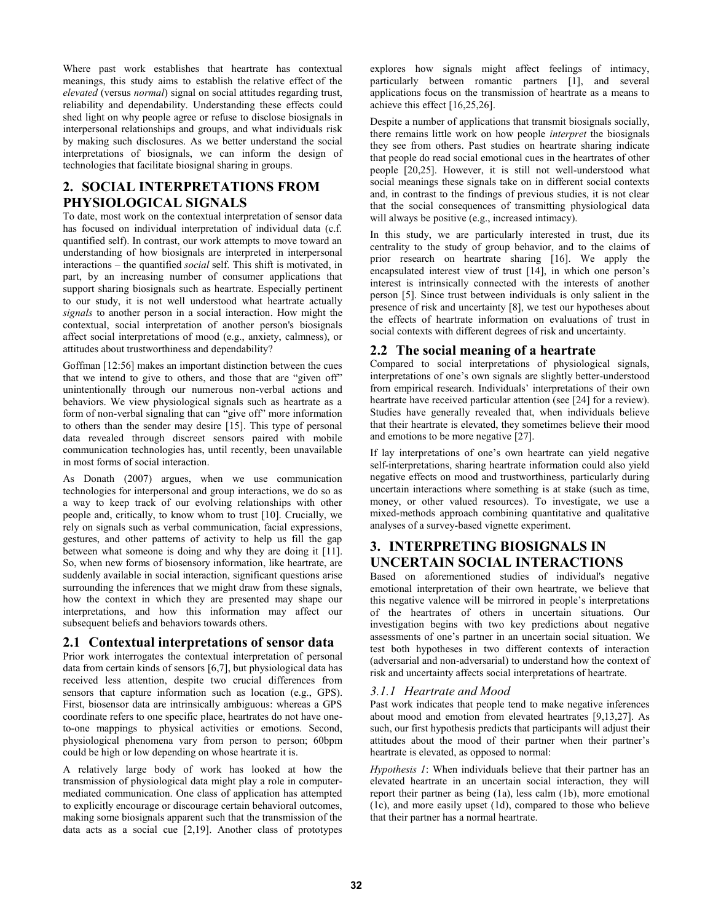Where past work establishes that heartrate has contextual meanings, this study aims to establish the relative effect of the *elevated* (versus *normal*) signal on social attitudes regarding trust, reliability and dependability. Understanding these effects could shed light on why people agree or refuse to disclose biosignals in interpersonal relationships and groups, and what individuals risk by making such disclosures. As we better understand the social interpretations of biosignals, we can inform the design of technologies that facilitate biosignal sharing in groups.

## 2. SOCIAL INTERPRETATIONS FROM PHYSIOLOGICAL SIGNALS

To date, most work on the contextual interpretation of sensor data has focused on individual interpretation of individual data (c.f. quantified self). In contrast, our work attempts to move toward an understanding of how biosignals are interpreted in interpersonal interactions – the quantified *social* self. This shift is motivated, in part, by an increasing number of consumer applications that support sharing biosignals such as heartrate. Especially pertinent to our study, it is not well understood what heartrate actually *signals* to another person in a social interaction. How might the contextual, social interpretation of another person's biosignals affect social interpretations of mood (e.g., anxiety, calmness), or attitudes about trustworthiness and dependability?

Goffman [12:56] makes an important distinction between the cues that we intend to give to others, and those that are "given off" unintentionally through our numerous non-verbal actions and behaviors. We view physiological signals such as heartrate as a form of non-verbal signaling that can "give off" more information to others than the sender may desire [15]. This type of personal data revealed through discreet sensors paired with mobile communication technologies has, until recently, been unavailable in most forms of social interaction.

As Donath (2007) argues, when we use communication technologies for interpersonal and group interactions, we do so as a way to keep track of our evolving relationships with other people and, critically, to know whom to trust [10]. Crucially, we rely on signals such as verbal communication, facial expressions, gestures, and other patterns of activity to help us fill the gap between what someone is doing and why they are doing it [11]. So, when new forms of biosensory information, like heartrate, are suddenly available in social interaction, significant questions arise surrounding the inferences that we might draw from these signals, how the context in which they are presented may shape our interpretations, and how this information may affect our subsequent beliefs and behaviors towards others.

### 2.1 Contextual interpretations of sensor data

Prior work interrogates the contextual interpretation of personal data from certain kinds of sensors [6,7], but physiological data has received less attention, despite two crucial differences from sensors that capture information such as location (e.g., GPS). First, biosensor data are intrinsically ambiguous: whereas a GPS coordinate refers to one specific place, heartrates do not have one-to-one mappings to physical activities or emotions. Second, physiological phenomena vary from person to person; 60bpm could be high or low depending on whose heartrate it is.

A relatively large body of work has looked at how the transmission of physiological data might play a role in computer-mediated communication. One class of application has attempted to explicitly encourage or discourage certain behavioral outcomes, making some biosignals apparent such that the transmission of the data acts as a social cue [2,19]. Another class of prototypes explores how signals might affect feelings of intimacy, particularly between romantic partners [1], and several applications focus on the transmission of heartrate as a means to achieve this effect [16,25,26].

Despite a number of applications that transmit biosignals socially, there remains little work on how people *interpret* the biosignals they see from others. Past studies on heartrate sharing indicate that people do read social emotional cues in the heartrates of other people [20,25]. However, it is still not well-understood what social meanings these signals take on in different social contexts and, in contrast to the findings of previous studies, it is not clear that the social consequences of transmitting physiological data will always be positive (e.g., increased intimacy).

In this study, we are particularly interested in trust, due its centrality to the study of group behavior, and to the claims of prior research on heartrate sharing [16]. We apply the encapsulated interest view of trust [14], in which one person's interest is intrinsically connected with the interests of another person [5]. Since trust between individuals is only salient in the presence of risk and uncertainty [8], we test our hypotheses about the effects of heartrate information on evaluations of trust in social contexts with different degrees of risk and uncertainty.

### 2.2 The social meaning of a heartrate

Compared to social interpretations of physiological signals, interpretations of one's own signals are slightly better-understood from empirical research. Individuals' interpretations of their own heartrate have received particular attention (see [24] for a review). Studies have generally revealed that, when individuals believe that their heartrate is elevated, they sometimes believe their mood and emotions to be more negative [27].

If lay interpretations of one's own heartrate can yield negative self-interpretations, sharing heartrate information could also yield negative effects on mood and trustworthiness, particularly during uncertain interactions where something is at stake (such as time, money, or other valued resources). To investigate, we use a mixed-methods approach combining quantitative and qualitative analyses of a survey-based vignette experiment.

## 3. INTERPRETING BIOSIGNALS IN UNCERTAIN SOCIAL INTERACTIONS

Based on aforementioned studies of individual's negative emotional interpretation of their own heartrate, we believe that this negative valence will be mirrored in people's interpretations of the heartrates of others in uncertain situations. Our investigation begins with two key predictions about negative assessments of one's partner in an uncertain social situation. We test both hypotheses in two different contexts of interaction (adversarial and non-adversarial) to understand how the context of risk and uncertainty affects social interpretations of heartrate.

#### *3.1.1 Heartrate and Mood*

Past work indicates that people tend to make negative inferences about mood and emotion from elevated heartrates [9,13,27]. As such, our first hypothesis predicts that participants will adjust their attitudes about the mood of their partner when their partner's heartrate is elevated, as opposed to normal:

*Hypothesis 1*: When individuals believe that their partner has an elevated heartrate in an uncertain social interaction, they will report their partner as being (1a), less calm (1b), more emotional (1c), and more easily upset (1d), compared to those who believe that their partner has a normal heartrate.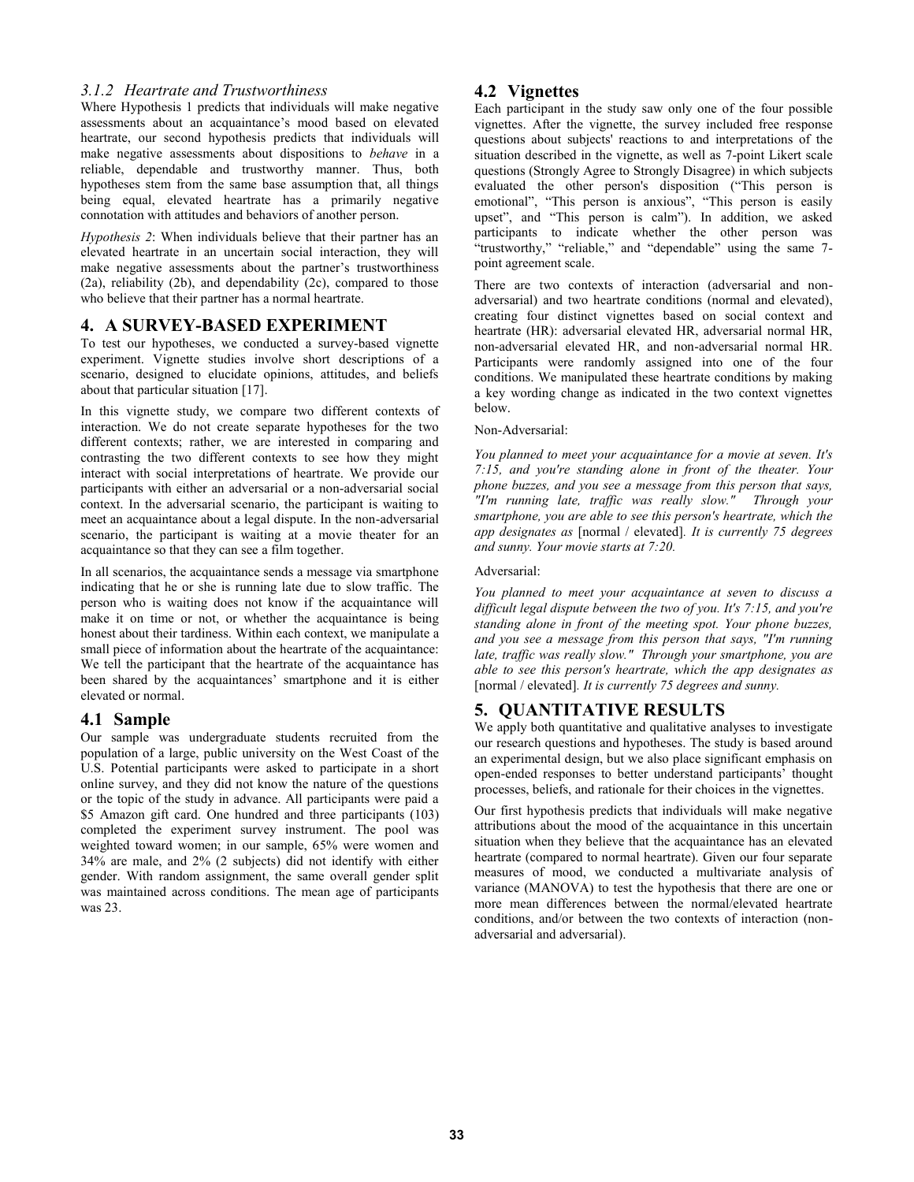### *3.1.2 Heartrate and Trustworthiness*

Where Hypothesis 1 predicts that individuals will make negative assessments about an acquaintance's mood based on elevated heartrate, our second hypothesis predicts that individuals will make negative assessments about dispositions to *behave* in a reliable, dependable and trustworthy manner. Thus, both hypotheses stem from the same base assumption that, all things being equal, elevated heartrate has a primarily negative connotation with attitudes and behaviors of another person.

*Hypothesis 2*: When individuals believe that their partner has an elevated heartrate in an uncertain social interaction, they will make negative assessments about the partner's trustworthiness (2a), reliability (2b), and dependability (2c), compared to those who believe that their partner has a normal heartrate.

## 4. A SURVEY-BASED EXPERIMENT

To test our hypotheses, we conducted a survey-based vignette experiment. Vignette studies involve short descriptions of a scenario, designed to elucidate opinions, attitudes, and beliefs about that particular situation [17].

In this vignette study, we compare two different contexts of interaction. We do not create separate hypotheses for the two different contexts; rather, we are interested in comparing and contrasting the two different contexts to see how they might interact with social interpretations of heartrate. We provide our participants with either an adversarial or a non-adversarial social context. In the adversarial scenario, the participant is waiting to meet an acquaintance about a legal dispute. In the non-adversarial scenario, the participant is waiting at a movie theater for an acquaintance so that they can see a film together.

In all scenarios, the acquaintance sends a message via smartphone indicating that he or she is running late due to slow traffic. The person who is waiting does not know if the acquaintance will make it on time or not, or whether the acquaintance is being honest about their tardiness. Within each context, we manipulate a small piece of information about the heartrate of the acquaintance: We tell the participant that the heartrate of the acquaintance has been shared by the acquaintances' smartphone and it is either elevated or normal.

### 4.1 Sample

Our sample was undergraduate students recruited from the population of a large, public university on the West Coast of the U.S. Potential participants were asked to participate in a short online survey, and they did not know the nature of the questions or the topic of the study in advance. All participants were paid a $5 Amazon gift card. One hundred and three participants (103) completed the experiment survey instrument. The pool was weighted toward women; in our sample, 65% were women and 34% are male, and 2% (2 subjects) did not identify with either gender. With random assignment, the same overall gender split was maintained across conditions. The mean age of participants was 23.

### 4.2 Vignettes

Each participant in the study saw only one of the four possible vignettes. After the vignette, the survey included free response questions about subjects' reactions to and interpretations of the situation described in the vignette, as well as 7-point Likert scale questions (Strongly Agree to Strongly Disagree) in which subjects evaluated the other person's disposition ("This person is emotional", "This person is anxious", "This person is easily upset", and "This person is calm"). In addition, we asked participants to indicate whether the other person was "trustworthy," "reliable," and "dependable" using the same 7-point agreement scale.

There are two contexts of interaction (adversarial and non-adversarial) and two heartrate conditions (normal and elevated), creating four distinct vignettes based on social context and heartrate (HR): adversarial elevated HR, adversarial normal HR, non-adversarial elevated HR, and non-adversarial normal HR. Participants were randomly assigned into one of the four conditions. We manipulated these heartrate conditions by making a key wording change as indicated in the two context vignettes below.

Non-Adversarial:

*You planned to meet your acquaintance for a movie at seven. It's 7:15, and you're standing alone in front of the theater. Your phone buzzes, and you see a message from this person that says, "I'm running late, traffic was really slow." Through your smartphone, you are able to see this person's heartrate, which the app designates as* [normal / elevated]*. It is currently 75 degrees and sunny. Your movie starts at 7:20.*

Adversarial:

*You planned to meet your acquaintance at seven to discuss a difficult legal dispute between the two of you. It's 7:15, and you're standing alone in front of the meeting spot. Your phone buzzes, and you see a message from this person that says, "I'm running late, traffic was really slow." Through your smartphone, you are able to see this person's heartrate, which the app designates as* [normal / elevated]*. It is currently 75 degrees and sunny.*

## 5. QUANTITATIVE RESULTS

We apply both quantitative and qualitative analyses to investigate our research questions and hypotheses. The study is based around an experimental design, but we also place significant emphasis on open-ended responses to better understand participants' thought processes, beliefs, and rationale for their choices in the vignettes.

Our first hypothesis predicts that individuals will make negative attributions about the mood of the acquaintance in this uncertain situation when they believe that the acquaintance has an elevated heartrate (compared to normal heartrate). Given our four separate measures of mood, we conducted a multivariate analysis of variance (MANOVA) to test the hypothesis that there are one or more mean differences between the normal/elevated heartrate conditions, and/or between the two contexts of interaction (non-adversarial and adversarial).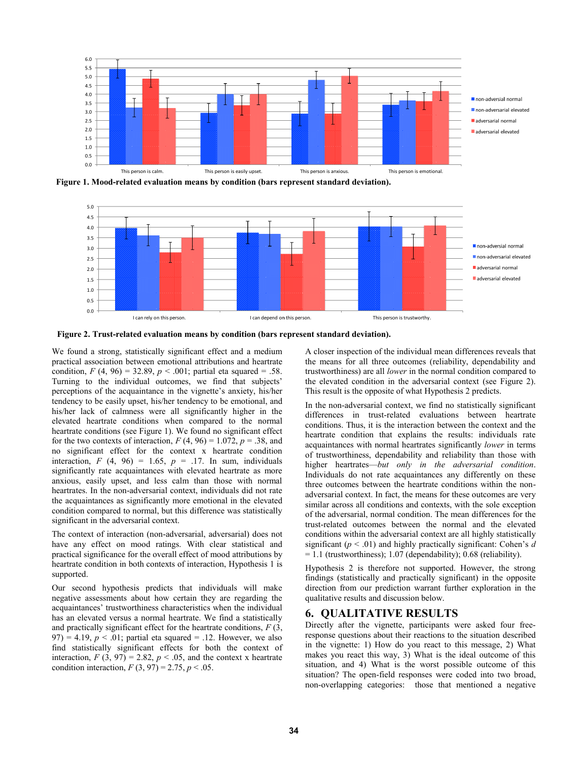**Figure 1. Mood-related evaluation means by condition (bars represent standard deviation).**

**Figure 2. Trust-related evaluation means by condition (bars represent standard deviation).**

We found a strong, statistically significant effect and a medium practical association between emotional attributions and heartrate condition, *F* (4, 96) = 32.89, $p < .001$; partial eta squared = .58. Turning to the individual outcomes, we find that subjects' perceptions of the acquaintance in the vignette's anxiety, his/her tendency to be easily upset, his/her tendency to be emotional, and his/her lack of calmness were all significantly higher in the elevated heartrate conditions when compared to the normal heartrate conditions (see Figure 1). We found no significant effect for the two contexts of interaction, *F* (4, 96) = 1.072, *p* = .38, and no significant effect for the context x heartrate condition interaction, *F* (4, 96) = 1.65, *p* = .17. In sum, individuals significantly rate acquaintances with elevated heartrate as more anxious, easily upset, and less calm than those with normal heartrates. In the non-adversarial context, individuals did not rate the acquaintances as significantly more emotional in the elevated condition compared to normal, but this difference was statistically significant in the adversarial context.

The context of interaction (non-adversarial, adversarial) does not have any effect on mood ratings. With clear statistical and practical significance for the overall effect of mood attributions by heartrate condition in both contexts of interaction, Hypothesis 1 is supported.

Our second hypothesis predicts that individuals will make negative assessments about how certain they are regarding the acquaintances' trustworthiness characteristics when the individual has an elevated versus a normal heartrate. We find a statistically and practically significant effect for the heartrate conditions, *F* (3, 97) = 4.19, $p < .01$; partial eta squared = .12. However, we also find statistically significant effects for both the context of interaction, *F* (3, 97) = 2.82, $p < .05$, and the context x heartrate condition interaction, *F* (3, 97) = 2.75, $p < .05$.

A closer inspection of the individual mean differences reveals that the means for all three outcomes (reliability, dependability and trustworthiness) are all *lower* in the normal condition compared to the elevated condition in the adversarial context (see Figure 2). This result is the opposite of what Hypothesis 2 predicts.

In the non-adversarial context, we find no statistically significant differences in trust-related evaluations between heartrate conditions. Thus, it is the interaction between the context and the heartrate condition that explains the results: individuals rate acquaintances with normal heartrates significantly *lower* in terms of trustworthiness, dependability and reliability than those with higher heartrates—*but only in the adversarial condition*. Individuals do not rate acquaintances any differently on these three outcomes between the heartrate conditions within the non-adversarial context. In fact, the means for these outcomes are very similar across all conditions and contexts, with the sole exception of the adversarial, normal condition. The mean differences for the trust-related outcomes between the normal and the elevated conditions within the adversarial context are all highly statistically significant ($p < .01$) and highly practically significant: Cohen's *d* = 1.1 (trustworthiness); 1.07 (dependability); 0.68 (reliability).

Hypothesis 2 is therefore not supported. However, the strong findings (statistically and practically significant) in the opposite direction from our prediction warrant further exploration in the qualitative results and discussion below.

## 6. QUALITATIVE RESULTS

Directly after the vignette, participants were asked four free-response questions about their reactions to the situation described in the vignette: 1) How do you react to this message, 2) What makes you react this way, 3) What is the ideal outcome of this situation, and 4) What is the worst possible outcome of this situation? The open-field responses were coded into two broad, non-overlapping categories: those that mentioned a negative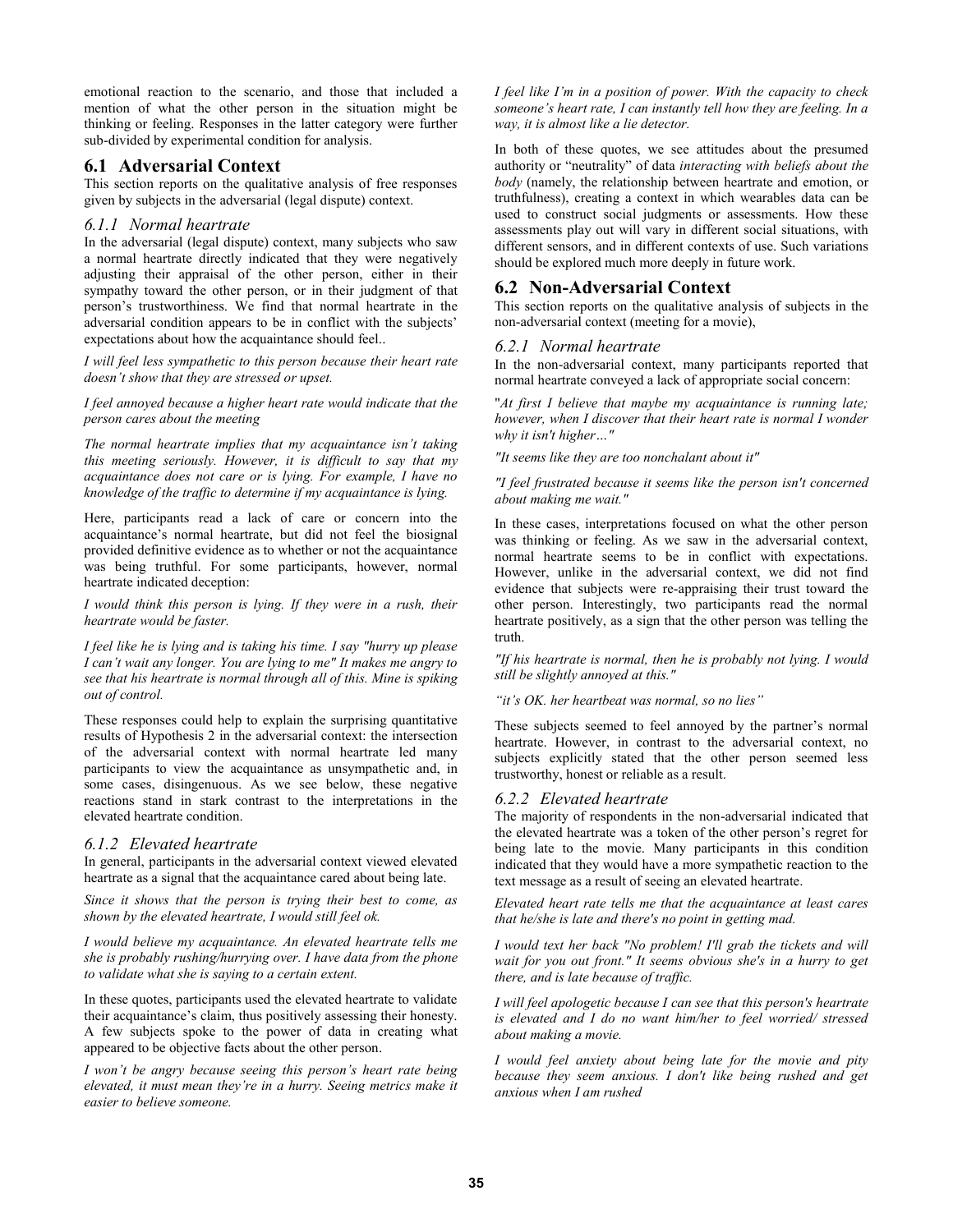emotional reaction to the scenario, and those that included a mention of what the other person in the situation might be thinking or feeling. Responses in the latter category were further sub-divided by experimental condition for analysis.

## 6.1 Adversarial Context

This section reports on the qualitative analysis of free responses given by subjects in the adversarial (legal dispute) context.

### *6.1.1 Normal heartrate*

In the adversarial (legal dispute) context, many subjects who saw a normal heartrate directly indicated that they were negatively adjusting their appraisal of the other person, either in their sympathy toward the other person, or in their judgment of that person's trustworthiness. We find that normal heartrate in the adversarial condition appears to be in conflict with the subjects' expectations about how the acquaintance should feel..

*I will feel less sympathetic to this person because their heart rate doesn't show that they are stressed or upset.*

*I feel annoyed because a higher heart rate would indicate that the person cares about the meeting*

*The normal heartrate implies that my acquaintance isn't taking this meeting seriously. However, it is difficult to say that my acquaintance does not care or is lying. For example, I have no knowledge of the traffic to determine if my acquaintance is lying.*

Here, participants read a lack of care or concern into the acquaintance's normal heartrate, but did not feel the biosignal provided definitive evidence as to whether or not the acquaintance was being truthful. For some participants, however, normal heartrate indicated deception:

*I would think this person is lying. If they were in a rush, their heartrate would be faster.*

*I feel like he is lying and is taking his time. I say "hurry up please I can't wait any longer. You are lying to me" It makes me angry to see that his heartrate is normal through all of this. Mine is spiking out of control.*

These responses could help to explain the surprising quantitative results of Hypothesis 2 in the adversarial context: the intersection of the adversarial context with normal heartrate led many participants to view the acquaintance as unsympathetic and, in some cases, disingenuous. As we see below, these negative reactions stand in stark contrast to the interpretations in the elevated heartrate condition.

### *6.1.2 Elevated heartrate*

In general, participants in the adversarial context viewed elevated heartrate as a signal that the acquaintance cared about being late.

*Since it shows that the person is trying their best to come, as shown by the elevated heartrate, I would still feel ok.*

*I would believe my acquaintance. An elevated heartrate tells me she is probably rushing/hurrying over. I have data from the phone to validate what she is saying to a certain extent.*

In these quotes, participants used the elevated heartrate to validate their acquaintance's claim, thus positively assessing their honesty. A few subjects spoke to the power of data in creating what appeared to be objective facts about the other person.

*I won't be angry because seeing this person's heart rate being elevated, it must mean they're in a hurry. Seeing metrics make it easier to believe someone.*

*I feel like I'm in a position of power. With the capacity to check someone's heart rate, I can instantly tell how they are feeling. In a way, it is almost like a lie detector.*

In both of these quotes, we see attitudes about the presumed authority or "neutrality" of data *interacting with beliefs about the body* (namely, the relationship between heartrate and emotion, or truthfulness), creating a context in which wearables data can be used to construct social judgments or assessments. How these assessments play out will vary in different social situations, with different sensors, and in different contexts of use. Such variations should be explored much more deeply in future work.

## 6.2 Non-Adversarial Context

This section reports on the qualitative analysis of subjects in the non-adversarial context (meeting for a movie),

### *6.2.1 Normal heartrate*

In the non-adversarial context, many participants reported that normal heartrate conveyed a lack of appropriate social concern:

"*At first I believe that maybe my acquaintance is running late; however, when I discover that their heart rate is normal I wonder why it isn't higher…"*

*"It seems like they are too nonchalant about it"*

*"I feel frustrated because it seems like the person isn't concerned about making me wait."*

In these cases, interpretations focused on what the other person was thinking or feeling. As we saw in the adversarial context, normal heartrate seems to be in conflict with expectations. However, unlike in the adversarial context, we did not find evidence that subjects were re-appraising their trust toward the other person. Interestingly, two participants read the normal heartrate positively, as a sign that the other person was telling the truth.

*"If his heartrate is normal, then he is probably not lying. I would still be slightly annoyed at this."*

*"it's OK. her heartbeat was normal, so no lies"*

These subjects seemed to feel annoyed by the partner's normal heartrate. However, in contrast to the adversarial context, no subjects explicitly stated that the other person seemed less trustworthy, honest or reliable as a result.

### *6.2.2 Elevated heartrate*

The majority of respondents in the non-adversarial indicated that the elevated heartrate was a token of the other person's regret for being late to the movie. Many participants in this condition indicated that they would have a more sympathetic reaction to the text message as a result of seeing an elevated heartrate.

*Elevated heart rate tells me that the acquaintance at least cares that he/she is late and there's no point in getting mad.*

*I would text her back "No problem! I'll grab the tickets and will wait for you out front." It seems obvious she's in a hurry to get there, and is late because of traffic.*

*I will feel apologetic because I can see that this person's heartrate is elevated and I do no want him/her to feel worried/ stressed about making a movie.*

*I would feel anxiety about being late for the movie and pity because they seem anxious. I don't like being rushed and get anxious when I am rushed*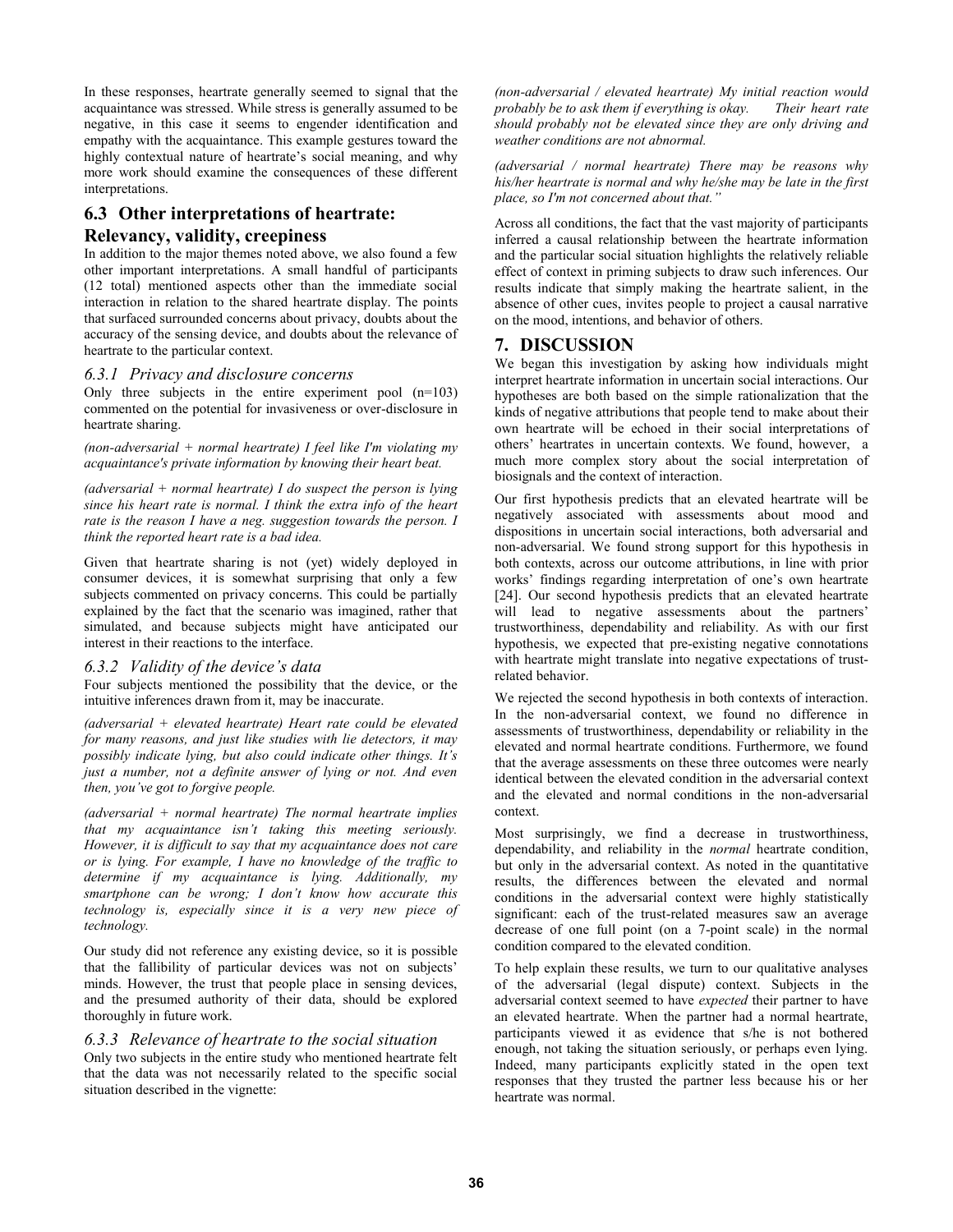In these responses, heartrate generally seemed to signal that the acquaintance was stressed. While stress is generally assumed to be negative, in this case it seems to engender identification and empathy with the acquaintance. This example gestures toward the highly contextual nature of heartrate's social meaning, and why more work should examine the consequences of these different interpretations.

## 6.3 Other interpretations of heartrate: Relevancy, validity, creepiness

In addition to the major themes noted above, we also found a few other important interpretations. A small handful of participants (12 total) mentioned aspects other than the immediate social interaction in relation to the shared heartrate display. The points that surfaced surrounded concerns about privacy, doubts about the accuracy of the sensing device, and doubts about the relevance of heartrate to the particular context.

### 6.3.1 Privacy and disclosure concerns

Only three subjects in the entire experiment pool (n=103) commented on the potential for invasiveness or over-disclosure in heartrate sharing.

*(non-adversarial + normal heartrate) I feel like I'm violating my acquaintance's private information by knowing their heart beat.*

*(adversarial + normal heartrate) I do suspect the person is lying since his heart rate is normal. I think the extra info of the heart rate is the reason I have a neg. suggestion towards the person. I think the reported heart rate is a bad idea.*

Given that heartrate sharing is not (yet) widely deployed in consumer devices, it is somewhat surprising that only a few subjects commented on privacy concerns. This could be partially explained by the fact that the scenario was imagined, rather that simulated, and because subjects might have anticipated our interest in their reactions to the interface.

### 6.3.2 Validity of the device's data

Four subjects mentioned the possibility that the device, or the intuitive inferences drawn from it, may be inaccurate.

*(adversarial + elevated heartrate) Heart rate could be elevated for many reasons, and just like studies with lie detectors, it may possibly indicate lying, but also could indicate other things. It's just a number, not a definite answer of lying or not. And even then, you've got to forgive people.*

*(adversarial + normal heartrate) The normal heartrate implies that my acquaintance isn't taking this meeting seriously. However, it is difficult to say that my acquaintance does not care or is lying. For example, I have no knowledge of the traffic to determine if my acquaintance is lying. Additionally, my smartphone can be wrong; I don't know how accurate this technology is, especially since it is a very new piece of technology.*

Our study did not reference any existing device, so it is possible that the fallibility of particular devices was not on subjects' minds. However, the trust that people place in sensing devices, and the presumed authority of their data, should be explored thoroughly in future work.

### 6.3.3 Relevance of heartrate to the social situation

Only two subjects in the entire study who mentioned heartrate felt that the data was not necessarily related to the specific social situation described in the vignette:

*(non-adversarial / elevated heartrate) My initial reaction would probably be to ask them if everything is okay. Their heart rate should probably not be elevated since they are only driving and weather conditions are not abnormal.*

*(adversarial / normal heartrate) There may be reasons why his/her heartrate is normal and why he/she may be late in the first place, so I'm not concerned about that."*

Across all conditions, the fact that the vast majority of participants inferred a causal relationship between the heartrate information and the particular social situation highlights the relatively reliable effect of context in priming subjects to draw such inferences. Our results indicate that simply making the heartrate salient, in the absence of other cues, invites people to project a causal narrative on the mood, intentions, and behavior of others.

# 7. DISCUSSION

We began this investigation by asking how individuals might interpret heartrate information in uncertain social interactions. Our hypotheses are both based on the simple rationalization that the kinds of negative attributions that people tend to make about their own heartrate will be echoed in their social interpretations of others' heartrates in uncertain contexts. We found, however, a much more complex story about the social interpretation of biosignals and the context of interaction.

Our first hypothesis predicts that an elevated heartrate will be negatively associated with assessments about mood and dispositions in uncertain social interactions, both adversarial and non-adversarial. We found strong support for this hypothesis in both contexts, across our outcome attributions, in line with prior works' findings regarding interpretation of one's own heartrate [24]. Our second hypothesis predicts that an elevated heartrate will lead to negative assessments about the partners' trustworthiness, dependability and reliability. As with our first hypothesis, we expected that pre-existing negative connotations with heartrate might translate into negative expectations of trust-related behavior.

We rejected the second hypothesis in both contexts of interaction. In the non-adversarial context, we found no difference in assessments of trustworthiness, dependability or reliability in the elevated and normal heartrate conditions. Furthermore, we found that the average assessments on these three outcomes were nearly identical between the elevated condition in the adversarial context and the elevated and normal conditions in the non-adversarial context.

Most surprisingly, we find a decrease in trustworthiness, dependability, and reliability in the *normal* heartrate condition, but only in the adversarial context. As noted in the quantitative results, the differences between the elevated and normal conditions in the adversarial context were highly statistically significant: each of the trust-related measures saw an average decrease of one full point (on a 7-point scale) in the normal condition compared to the elevated condition.

To help explain these results, we turn to our qualitative analyses of the adversarial (legal dispute) context. Subjects in the adversarial context seemed to have *expected* their partner to have an elevated heartrate. When the partner had a normal heartrate, participants viewed it as evidence that s/he is not bothered enough, not taking the situation seriously, or perhaps even lying. Indeed, many participants explicitly stated in the open text responses that they trusted the partner less because his or her heartrate was normal.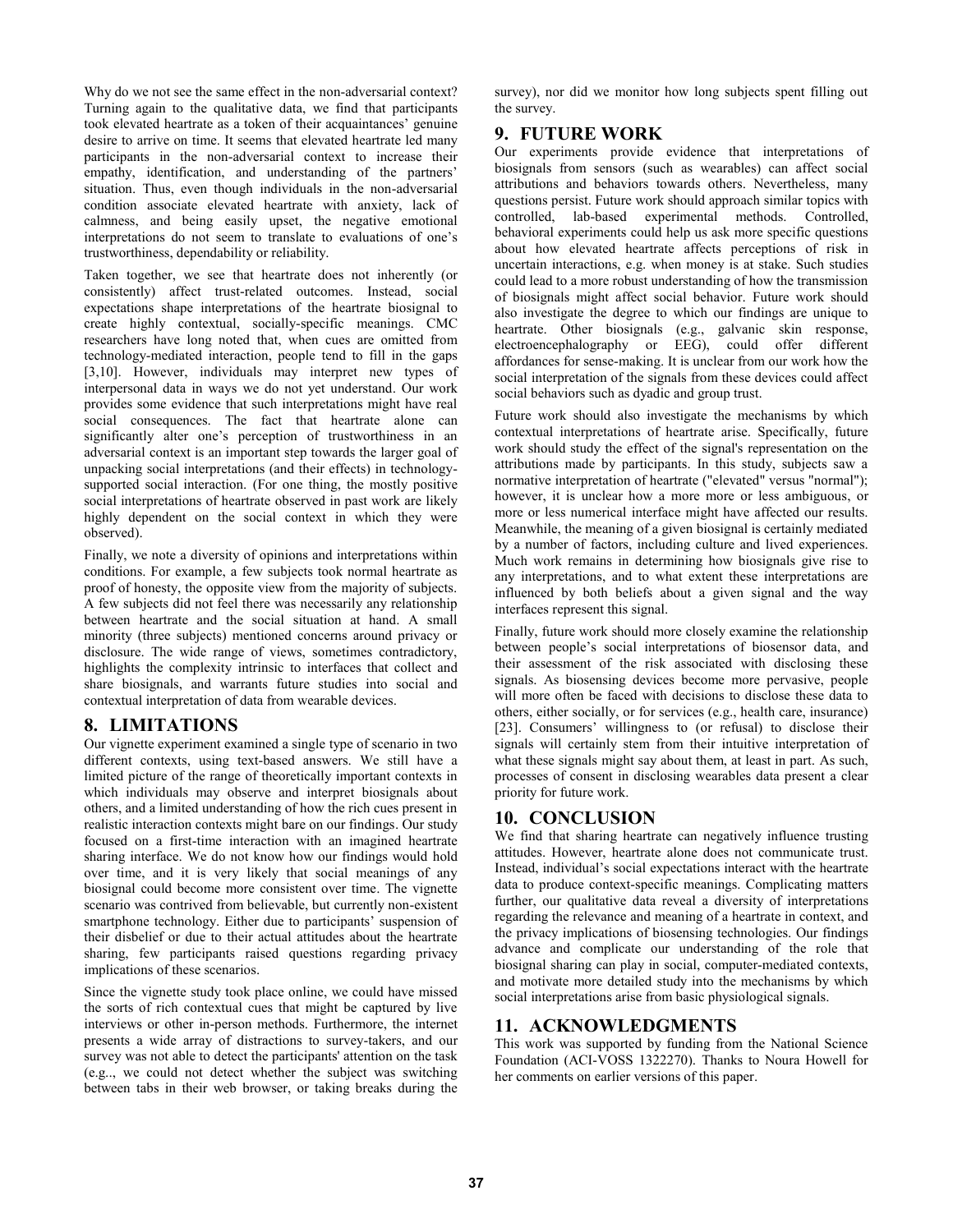Why do we not see the same effect in the non-adversarial context? Turning again to the qualitative data, we find that participants took elevated heartrate as a token of their acquaintances' genuine desire to arrive on time. It seems that elevated heartrate led many participants in the non-adversarial context to increase their empathy, identification, and understanding of the partners' situation. Thus, even though individuals in the non-adversarial condition associate elevated heartrate with anxiety, lack of calmness, and being easily upset, the negative emotional interpretations do not seem to translate to evaluations of one's trustworthiness, dependability or reliability.

Taken together, we see that heartrate does not inherently (or consistently) affect trust-related outcomes. Instead, social expectations shape interpretations of the heartrate biosignal to create highly contextual, socially-specific meanings. CMC researchers have long noted that, when cues are omitted from technology-mediated interaction, people tend to fill in the gaps [3,10]. However, individuals may interpret new types of interpersonal data in ways we do not yet understand. Our work provides some evidence that such interpretations might have real social consequences. The fact that heartrate alone can significantly alter one's perception of trustworthiness in an adversarial context is an important step towards the larger goal of unpacking social interpretations (and their effects) in technology-supported social interaction. (For one thing, the mostly positive social interpretations of heartrate observed in past work are likely highly dependent on the social context in which they were observed).

Finally, we note a diversity of opinions and interpretations within conditions. For example, a few subjects took normal heartrate as proof of honesty, the opposite view from the majority of subjects. A few subjects did not feel there was necessarily any relationship between heartrate and the social situation at hand. A small minority (three subjects) mentioned concerns around privacy or disclosure. The wide range of views, sometimes contradictory, highlights the complexity intrinsic to interfaces that collect and share biosignals, and warrants future studies into social and contextual interpretation of data from wearable devices.

## 8. LIMITATIONS

Our vignette experiment examined a single type of scenario in two different contexts, using text-based answers. We still have a limited picture of the range of theoretically important contexts in which individuals may observe and interpret biosignals about others, and a limited understanding of how the rich cues present in realistic interaction contexts might bare on our findings. Our study focused on a first-time interaction with an imagined heartrate sharing interface. We do not know how our findings would hold over time, and it is very likely that social meanings of any biosignal could become more consistent over time. The vignette scenario was contrived from believable, but currently non-existent smartphone technology. Either due to participants' suspension of their disbelief or due to their actual attitudes about the heartrate sharing, few participants raised questions regarding privacy implications of these scenarios.

Since the vignette study took place online, we could have missed the sorts of rich contextual cues that might be captured by live interviews or other in-person methods. Furthermore, the internet presents a wide array of distractions to survey-takers, and our survey was not able to detect the participants' attention on the task (e.g.., we could not detect whether the subject was switching between tabs in their web browser, or taking breaks during the survey), nor did we monitor how long subjects spent filling out the survey.

## 9. FUTURE WORK

Our experiments provide evidence that interpretations of biosignals from sensors (such as wearables) can affect social attributions and behaviors towards others. Nevertheless, many questions persist. Future work should approach similar topics with controlled, lab-based experimental methods. Controlled, behavioral experiments could help us ask more specific questions about how elevated heartrate affects perceptions of risk in uncertain interactions, e.g. when money is at stake. Such studies could lead to a more robust understanding of how the transmission of biosignals might affect social behavior. Future work should also investigate the degree to which our findings are unique to heartrate. Other biosignals (e.g., galvanic skin response, electroencephalography or EEG), could offer different affordances for sense-making. It is unclear from our work how the social interpretation of the signals from these devices could affect social behaviors such as dyadic and group trust.

Future work should also investigate the mechanisms by which contextual interpretations of heartrate arise. Specifically, future work should study the effect of the signal's representation on the attributions made by participants. In this study, subjects saw a normative interpretation of heartrate ("elevated" versus "normal"); however, it is unclear how a more more or less ambiguous, or more or less numerical interface might have affected our results. Meanwhile, the meaning of a given biosignal is certainly mediated by a number of factors, including culture and lived experiences. Much work remains in determining how biosignals give rise to any interpretations, and to what extent these interpretations are influenced by both beliefs about a given signal and the way interfaces represent this signal.

Finally, future work should more closely examine the relationship between people's social interpretations of biosensor data, and their assessment of the risk associated with disclosing these signals. As biosensing devices become more pervasive, people will more often be faced with decisions to disclose these data to others, either socially, or for services (e.g., health care, insurance) [23]. Consumers' willingness to (or refusal) to disclose their signals will certainly stem from their intuitive interpretation of what these signals might say about them, at least in part. As such, processes of consent in disclosing wearables data present a clear priority for future work.

## 10. CONCLUSION

We find that sharing heartrate can negatively influence trusting attitudes. However, heartrate alone does not communicate trust. Instead, individual's social expectations interact with the heartrate data to produce context-specific meanings. Complicating matters further, our qualitative data reveal a diversity of interpretations regarding the relevance and meaning of a heartrate in context, and the privacy implications of biosensing technologies. Our findings advance and complicate our understanding of the role that biosignal sharing can play in social, computer-mediated contexts, and motivate more detailed study into the mechanisms by which social interpretations arise from basic physiological signals.

## 11. ACKNOWLEDGMENTS

This work was supported by funding from the National Science Foundation (ACI-VOSS 1322270). Thanks to Noura Howell for her comments on earlier versions of this paper.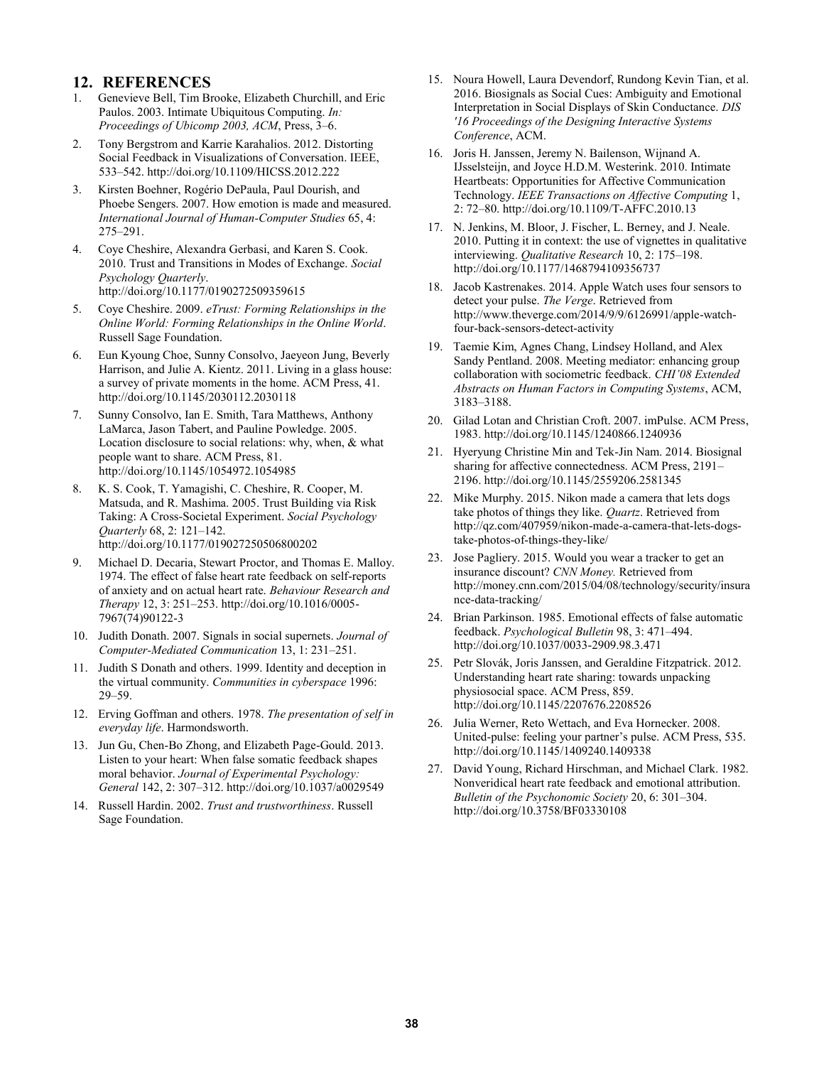## 12. REFERENCES

1. Genevieve Bell, Tim Brooke, Elizabeth Churchill, and Eric Paulos. 2003. Intimate Ubiquitous Computing. *In: Proceedings of Ubicomp 2003, ACM*, Press, 3–6.
2. Tony Bergstrom and Karrie Karahalios. 2012. Distorting Social Feedback in Visualizations of Conversation. IEEE, 533–542. http://doi.org/10.1109/HICSS.2012.222
3. Kirsten Boehner, Rogério DePaula, Paul Dourish, and Phoebe Sengers. 2007. How emotion is made and measured. *International Journal of Human-Computer Studies* 65, 4: 275–291.
4. Coye Cheshire, Alexandra Gerbasi, and Karen S. Cook. 2010. Trust and Transitions in Modes of Exchange. *Social Psychology Quarterly*. http://doi.org/10.1177/0190272509359615
5. Coye Cheshire. 2009. *eTrust: Forming Relationships in the Online World: Forming Relationships in the Online World*. Russell Sage Foundation.
6. Eun Kyoung Choe, Sunny Consolvo, Jaeyeon Jung, Beverly Harrison, and Julie A. Kientz. 2011. Living in a glass house: a survey of private moments in the home. ACM Press, 41. http://doi.org/10.1145/2030112.2030118
7. Sunny Consolvo, Ian E. Smith, Tara Matthews, Anthony LaMarca, Jason Tabert, and Pauline Powledge. 2005. Location disclosure to social relations: why, when, & what people want to share. ACM Press, 81. http://doi.org/10.1145/1054972.1054985
8. K. S. Cook, T. Yamagishi, C. Cheshire, R. Cooper, M. Matsuda, and R. Mashima. 2005. Trust Building via Risk Taking: A Cross-Societal Experiment. *Social Psychology Quarterly* 68, 2: 121–142. http://doi.org/10.1177/019027250506800202
9. Michael D. Decaria, Stewart Proctor, and Thomas E. Malloy. 1974. The effect of false heart rate feedback on self-reports of anxiety and on actual heart rate. *Behaviour Research and Therapy* 12, 3: 251–253. http://doi.org/10.1016/0005-7967(74)90122-3
10. Judith Donath. 2007. Signals in social supernets. *Journal of Computer-Mediated Communication* 13, 1: 231–251.
11. Judith S Donath and others. 1999. Identity and deception in the virtual community. *Communities in cyberspace* 1996: 29–59.
12. Erving Goffman and others. 1978. *The presentation of self in everyday life*. Harmondsworth.
13. Jun Gu, Chen-Bo Zhong, and Elizabeth Page-Gould. 2013. Listen to your heart: When false somatic feedback shapes moral behavior. *Journal of Experimental Psychology: General* 142, 2: 307–312. http://doi.org/10.1037/a0029549
14. Russell Hardin. 2002. *Trust and trustworthiness*. Russell Sage Foundation.
15. Noura Howell, Laura Devendorf, Rundong Kevin Tian, et al. 2016. Biosignals as Social Cues: Ambiguity and Emotional Interpretation in Social Displays of Skin Conductance. *DIS '16 Proceedings of the Designing Interactive Systems Conference*, ACM.
16. Joris H. Janssen, Jeremy N. Bailenson, Wijnand A. IJsselsteijn, and Joyce H.D.M. Westerink. 2010. Intimate Heartbeats: Opportunities for Affective Communication Technology. *IEEE Transactions on Affective Computing* 1, 2: 72–80. http://doi.org/10.1109/T-AFFC.2010.13
17. N. Jenkins, M. Bloor, J. Fischer, L. Berney, and J. Neale. 2010. Putting it in context: the use of vignettes in qualitative interviewing. *Qualitative Research* 10, 2: 175–198. http://doi.org/10.1177/1468794109356737
18. Jacob Kastrenakes. 2014. Apple Watch uses four sensors to detect your pulse. *The Verge*. Retrieved from http://www.theverge.com/2014/9/9/6126991/apple-watch-four-back-sensors-detect-activity
19. Taemie Kim, Agnes Chang, Lindsey Holland, and Alex Sandy Pentland. 2008. Meeting mediator: enhancing group collaboration with sociometric feedback. *CHI'08 Extended Abstracts on Human Factors in Computing Systems*, ACM, 3183–3188.
20. Gilad Lotan and Christian Croft. 2007. imPulse. ACM Press, 1983. http://doi.org/10.1145/1240866.1240936
21. Hyeryung Christine Min and Tek-Jin Nam. 2014. Biosignal sharing for affective connectedness. ACM Press, 2191–2196. http://doi.org/10.1145/2559206.2581345
22. Mike Murphy. 2015. Nikon made a camera that lets dogs take photos of things they like. *Quartz*. Retrieved from http://qz.com/407959/nikon-made-a-camera-that-lets-dogs-take-photos-of-things-they-like/
23. Jose Pagliery. 2015. Would you wear a tracker to get an insurance discount? *CNN Money.* Retrieved from http://money.cnn.com/2015/04/08/technology/security/insurance-data-tracking/
24. Brian Parkinson. 1985. Emotional effects of false automatic feedback. *Psychological Bulletin* 98, 3: 471–494. http://doi.org/10.1037/0033-2909.98.3.471
25. Petr Slovák, Joris Janssen, and Geraldine Fitzpatrick. 2012. Understanding heart rate sharing: towards unpacking physiosocial space. ACM Press, 859. http://doi.org/10.1145/2207676.2208526
26. Julia Werner, Reto Wettach, and Eva Hornecker. 2008. United-pulse: feeling your partner's pulse. ACM Press, 535. http://doi.org/10.1145/1409240.1409338
27. David Young, Richard Hirschman, and Michael Clark. 1982. Nonveridical heart rate feedback and emotional attribution. *Bulletin of the Psychonomic Society* 20, 6: 301–304. http://doi.org/10.3758/BF03330108